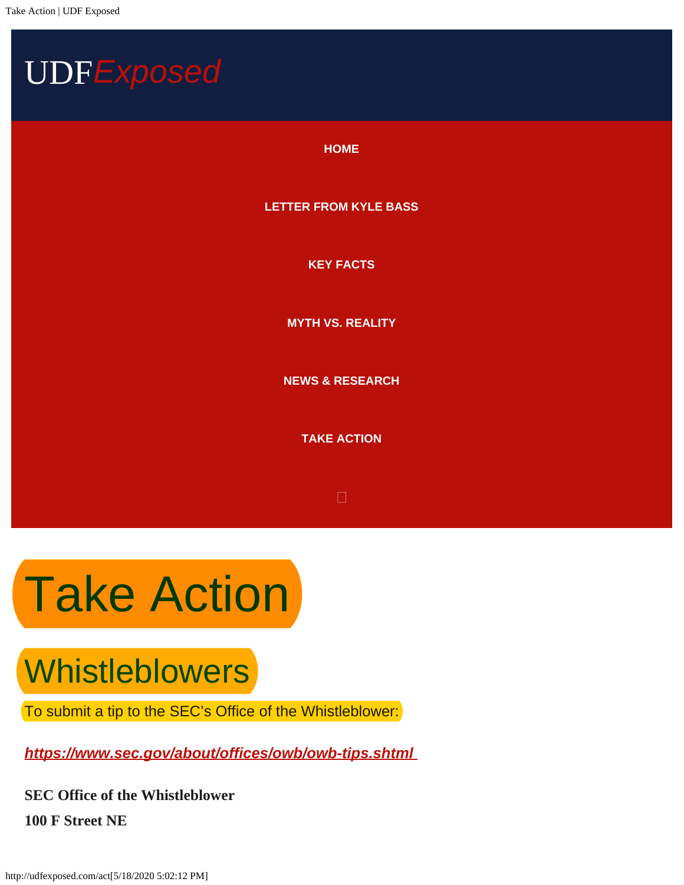UDF*Exposed*

HOME

LETTER FROM KYLE BASS

KEY FACTS

MYTH VS. REALITY

NEWS & RESEARCH

TAKE ACTION

# Take Action

## Whistleblowers

To submit a tip to the SEC's Office of the Whistleblower:

***https://www.sec.gov/about/offices/owb/owb-tips.shtml***

**SEC Office of the Whistleblower**

**100 F Street NE**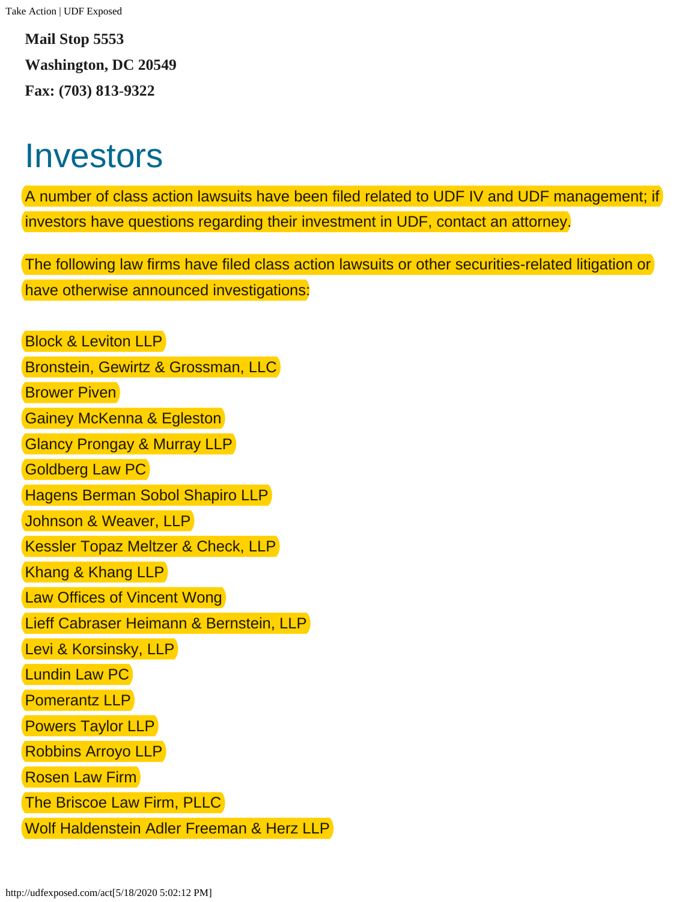**Mail Stop 5553**

**Washington, DC 20549**

**Fax: (703) 813-9322**

# Investors

A number of class action lawsuits have been filed related to UDF IV and UDF management; if investors have questions regarding their investment in UDF, contact an attorney.

The following law firms have filed class action lawsuits or other securities-related litigation or have otherwise announced investigations:

Block & Leviton LLP
Bronstein, Gewirtz & Grossman, LLC
Brower Piven
Gainey McKenna & Egleston
Glancy Prongay & Murray LLP
Goldberg Law PC
Hagens Berman Sobol Shapiro LLP
Johnson & Weaver, LLP
Kessler Topaz Meltzer & Check, LLP
Khang & Khang LLP
Law Offices of Vincent Wong
Lieff Cabraser Heimann & Bernstein, LLP
Levi & Korsinsky, LLP
Lundin Law PC
Pomerantz LLP
Powers Taylor LLP
Robbins Arroyo LLP
Rosen Law Firm
The Briscoe Law Firm, PLLC
Wolf Haldenstein Adler Freeman & Herz LLP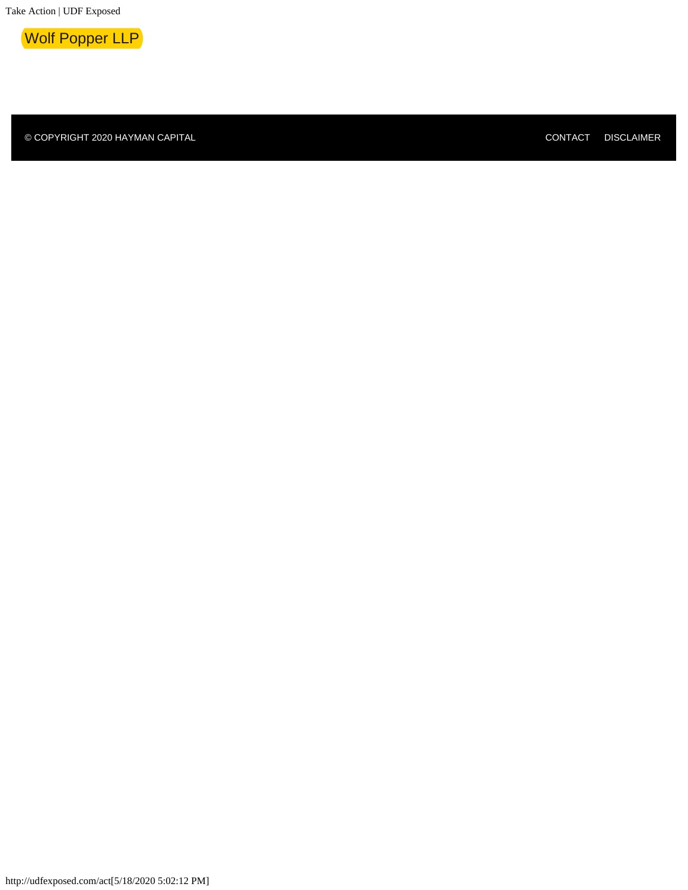Wolf Popper LLP

© COPYRIGHT 2020 HAYMAN CAPITAL

CONTACT DISCLAIMER